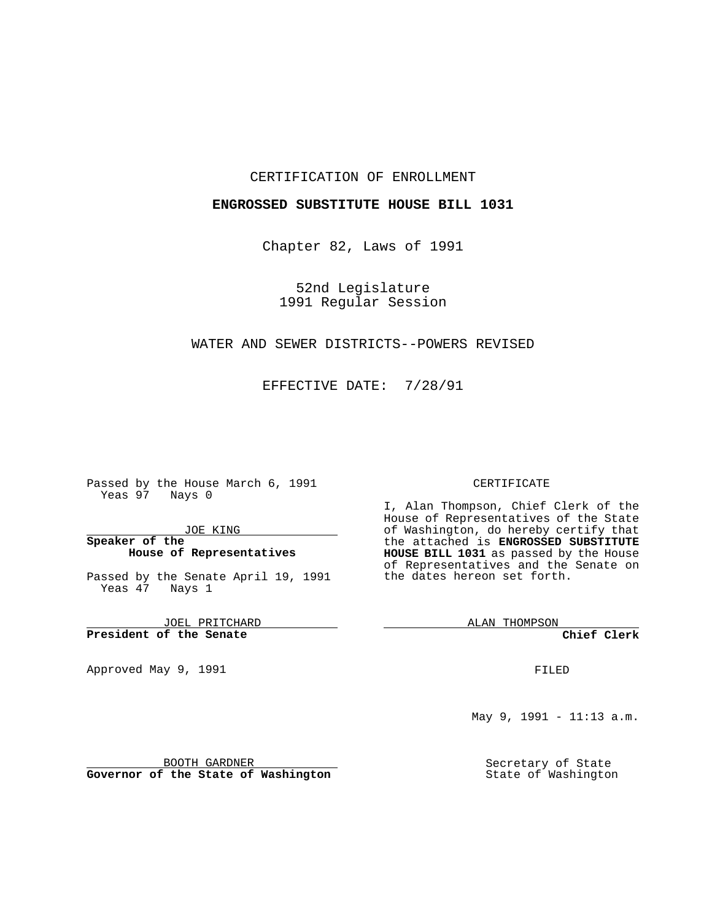CERTIFICATION OF ENROLLMENT

**ENGROSSED SUBSTITUTE HOUSE BILL 1031**

Chapter 82, Laws of 1991

52nd Legislature
1991 Regular Session

WATER AND SEWER DISTRICTS--POWERS REVISED

EFFECTIVE DATE: 7/28/91

Passed by the House March 6, 1991
Yeas 97 Nays 0

JOE KING
**Speaker of the House of Representatives**

Passed by the Senate April 19, 1991
Yeas 47 Nays 1

JOEL PRITCHARD
**President of the Senate**

Approved May 9, 1991

BOOTH GARDNER
**Governor of the State of Washington**

CERTIFICATE

I, Alan Thompson, Chief Clerk of the House of Representatives of the State of Washington, do hereby certify that the attached is **ENGROSSED SUBSTITUTE HOUSE BILL 1031** as passed by the House of Representatives and the Senate on the dates hereon set forth.

ALAN THOMPSON
**Chief Clerk**

FILED

May 9, 1991 - 11:13 a.m.

Secretary of State
State of Washington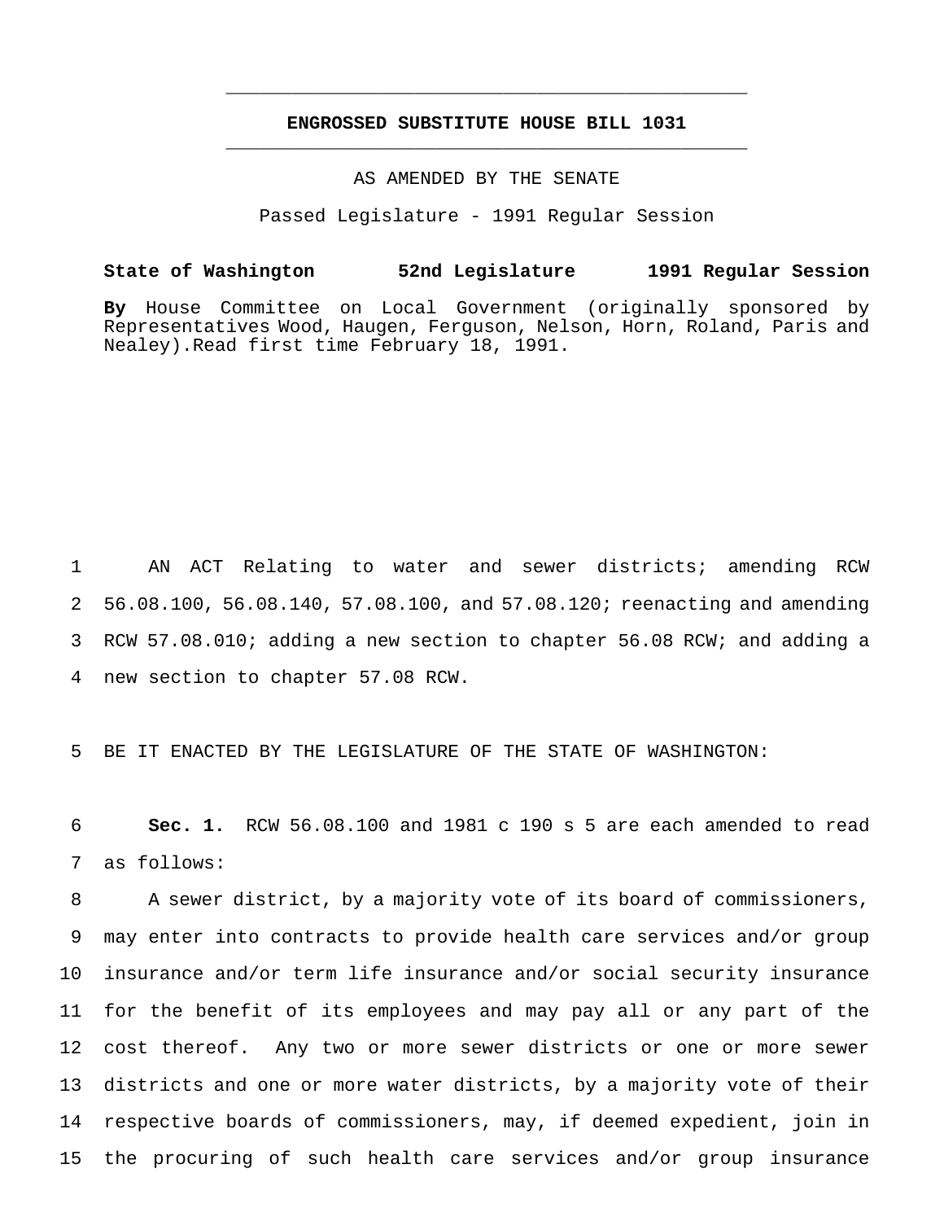# ENGROSSED SUBSTITUTE HOUSE BILL 1031

AS AMENDED BY THE SENATE

Passed Legislature - 1991 Regular Session

**State of Washington 52nd Legislature 1991 Regular Session**

**By** House Committee on Local Government (originally sponsored by Representatives Wood, Haugen, Ferguson, Nelson, Horn, Roland, Paris and Nealey).Read first time February 18, 1991.

1 AN ACT Relating to water and sewer districts; amending RCW 2 56.08.100, 56.08.140, 57.08.100, and 57.08.120; reenacting and amending 3 RCW 57.08.010; adding a new section to chapter 56.08 RCW; and adding a 4 new section to chapter 57.08 RCW.

5 BE IT ENACTED BY THE LEGISLATURE OF THE STATE OF WASHINGTON:

6 **Sec. 1.** RCW 56.08.100 and 1981 c 190 s 5 are each amended to read 7 as follows:

8 A sewer district, by a majority vote of its board of commissioners, 9 may enter into contracts to provide health care services and/or group 10 insurance and/or term life insurance and/or social security insurance 11 for the benefit of its employees and may pay all or any part of the 12 cost thereof. Any two or more sewer districts or one or more sewer 13 districts and one or more water districts, by a majority vote of their 14 respective boards of commissioners, may, if deemed expedient, join in 15 the procuring of such health care services and/or group insurance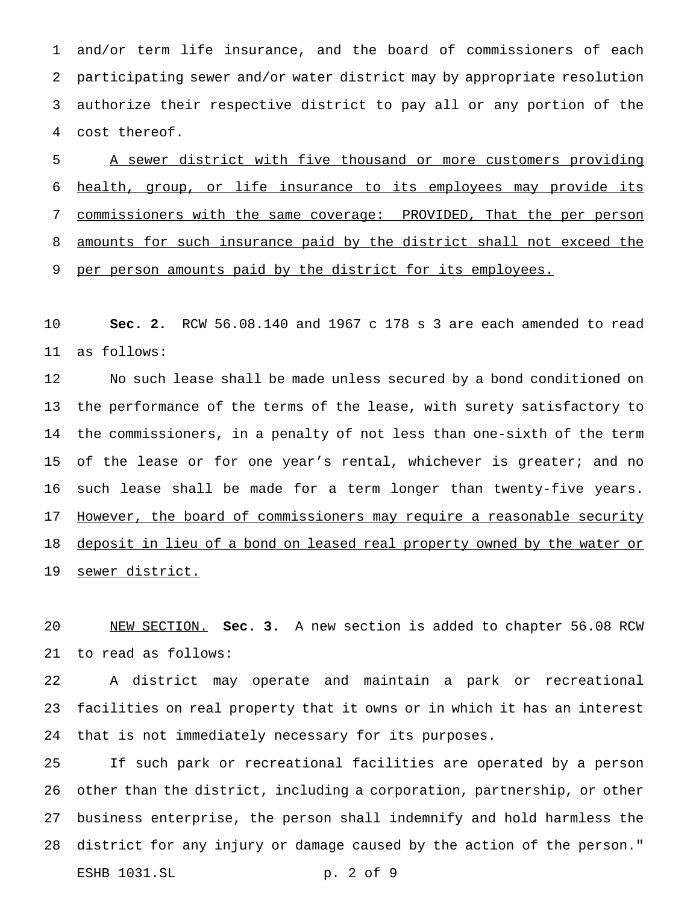and/or term life insurance, and the board of commissioners of each participating sewer and/or water district may by appropriate resolution authorize their respective district to pay all or any portion of the cost thereof.

<u>A sewer district with five thousand or more customers providing health, group, or life insurance to its employees may provide its commissioners with the same coverage: PROVIDED, That the per person amounts for such insurance paid by the district shall not exceed the per person amounts paid by the district for its employees.</u>

**Sec. 2.** RCW 56.08.140 and 1967 c 178 s 3 are each amended to read as follows:

No such lease shall be made unless secured by a bond conditioned on the performance of the terms of the lease, with surety satisfactory to the commissioners, in a penalty of not less than one-sixth of the term of the lease or for one year's rental, whichever is greater; and no such lease shall be made for a term longer than twenty-five years. <u>However, the board of commissioners may require a reasonable security deposit in lieu of a bond on leased real property owned by the water or sewer district.</u>

<u>NEW SECTION.</u> **Sec. 3.** A new section is added to chapter 56.08 RCW to read as follows:

A district may operate and maintain a park or recreational facilities on real property that it owns or in which it has an interest that is not immediately necessary for its purposes.

If such park or recreational facilities are operated by a person other than the district, including a corporation, partnership, or other business enterprise, the person shall indemnify and hold harmless the district for any injury or damage caused by the action of the person."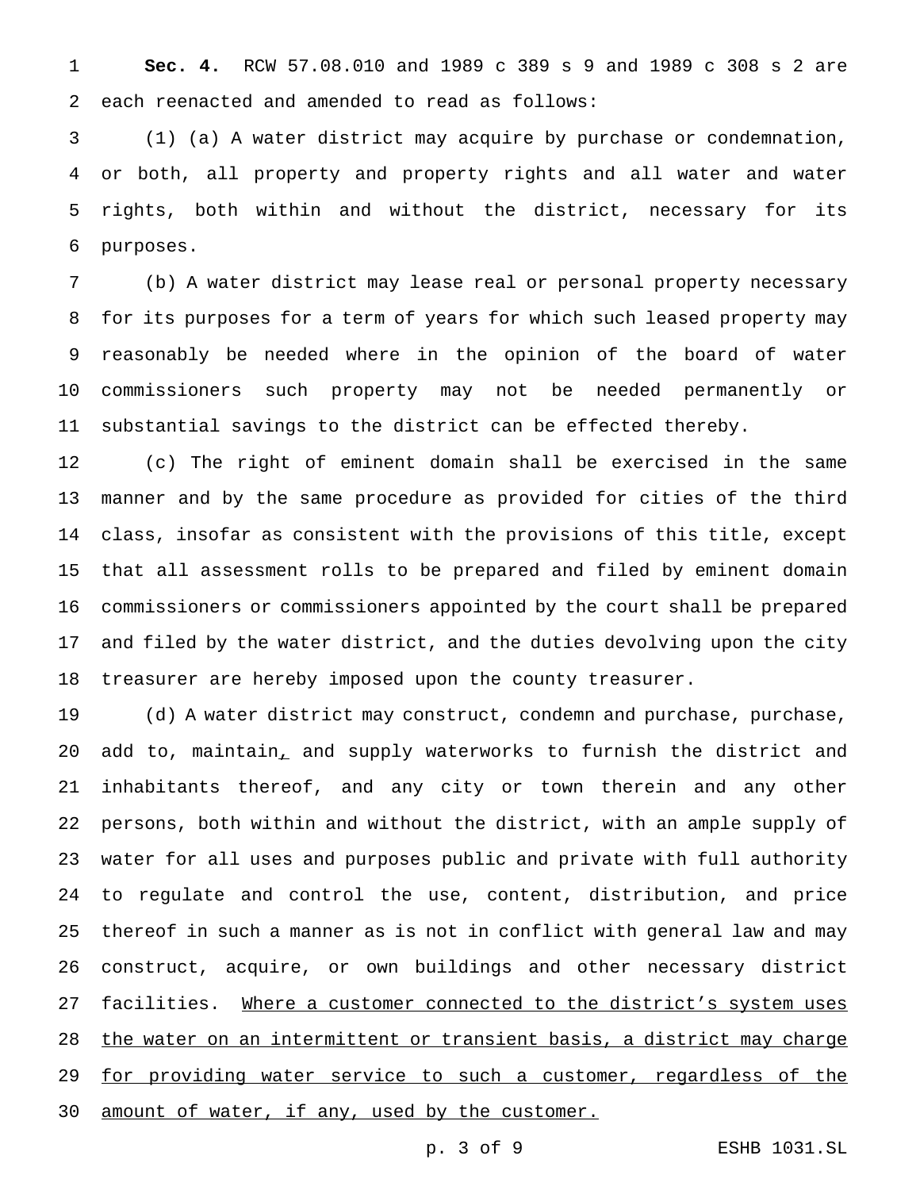**Sec. 4.** RCW 57.08.010 and 1989 c 389 s 9 and 1989 c 308 s 2 are each reenacted and amended to read as follows:

(1) (a) A water district may acquire by purchase or condemnation, or both, all property and property rights and all water and water rights, both within and without the district, necessary for its purposes.

(b) A water district may lease real or personal property necessary for its purposes for a term of years for which such leased property may reasonably be needed where in the opinion of the board of water commissioners such property may not be needed permanently or substantial savings to the district can be effected thereby.

(c) The right of eminent domain shall be exercised in the same manner and by the same procedure as provided for cities of the third class, insofar as consistent with the provisions of this title, except that all assessment rolls to be prepared and filed by eminent domain commissioners or commissioners appointed by the court shall be prepared and filed by the water district, and the duties devolving upon the city treasurer are hereby imposed upon the county treasurer.

(d) A water district may construct, condemn and purchase, purchase, add to, maintain<u>,</u> and supply waterworks to furnish the district and inhabitants thereof, and any city or town therein and any other persons, both within and without the district, with an ample supply of water for all uses and purposes public and private with full authority to regulate and control the use, content, distribution, and price thereof in such a manner as is not in conflict with general law and may construct, acquire, or own buildings and other necessary district facilities. <u>Where a customer connected to the district's system uses the water on an intermittent or transient basis, a district may charge for providing water service to such a customer, regardless of the amount of water, if any, used by the customer.</u>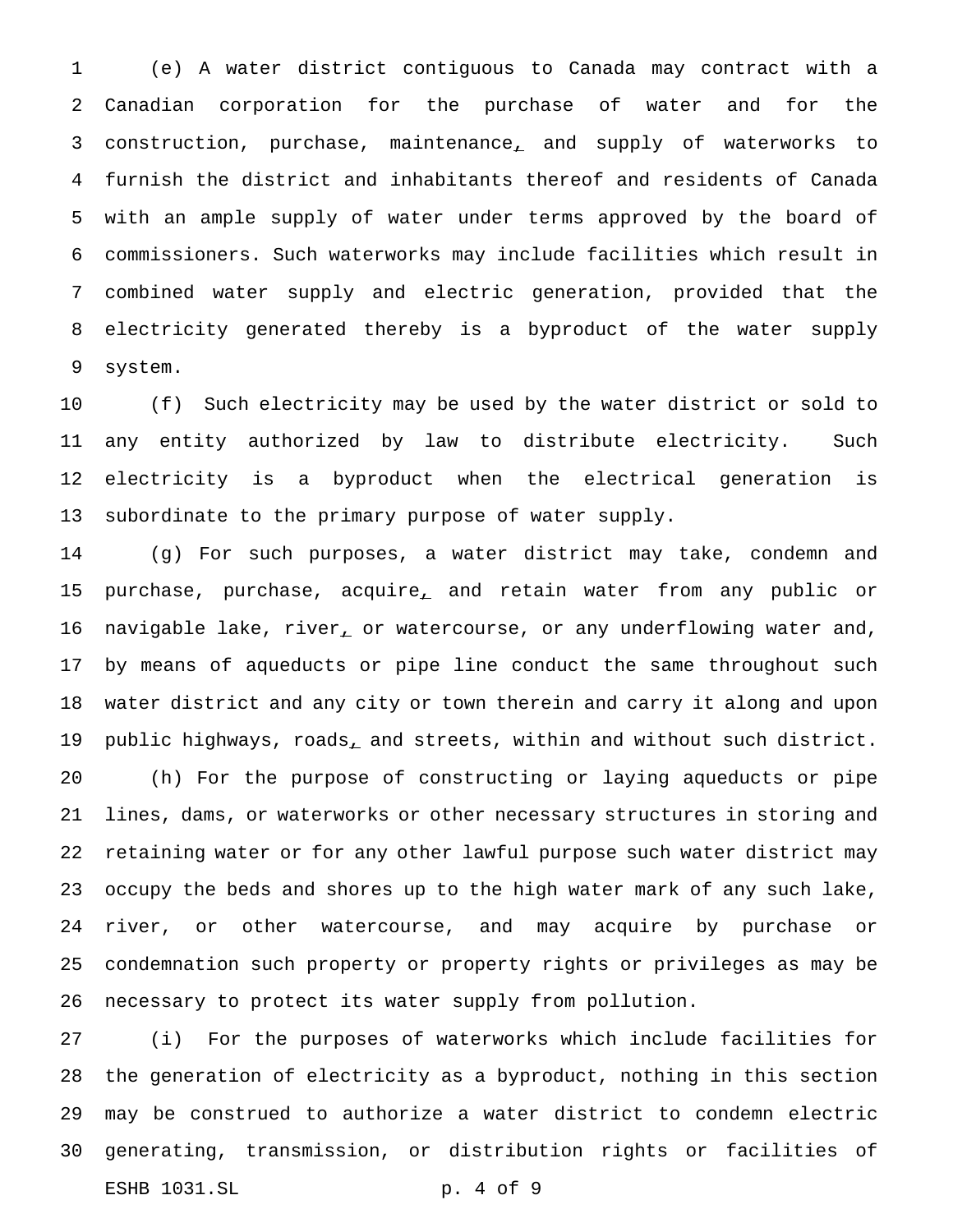(e) A water district contiguous to Canada may contract with a Canadian corporation for the purchase of water and for the construction, purchase, maintenance, and supply of waterworks to furnish the district and inhabitants thereof and residents of Canada with an ample supply of water under terms approved by the board of commissioners. Such waterworks may include facilities which result in combined water supply and electric generation, provided that the electricity generated thereby is a byproduct of the water supply system.

(f) Such electricity may be used by the water district or sold to any entity authorized by law to distribute electricity. Such electricity is a byproduct when the electrical generation is subordinate to the primary purpose of water supply.

(g) For such purposes, a water district may take, condemn and purchase, purchase, acquire, and retain water from any public or navigable lake, river, or watercourse, or any underflowing water and, by means of aqueducts or pipe line conduct the same throughout such water district and any city or town therein and carry it along and upon public highways, roads, and streets, within and without such district.

(h) For the purpose of constructing or laying aqueducts or pipe lines, dams, or waterworks or other necessary structures in storing and retaining water or for any other lawful purpose such water district may occupy the beds and shores up to the high water mark of any such lake, river, or other watercourse, and may acquire by purchase or condemnation such property or property rights or privileges as may be necessary to protect its water supply from pollution.

(i) For the purposes of waterworks which include facilities for the generation of electricity as a byproduct, nothing in this section may be construed to authorize a water district to condemn electric generating, transmission, or distribution rights or facilities of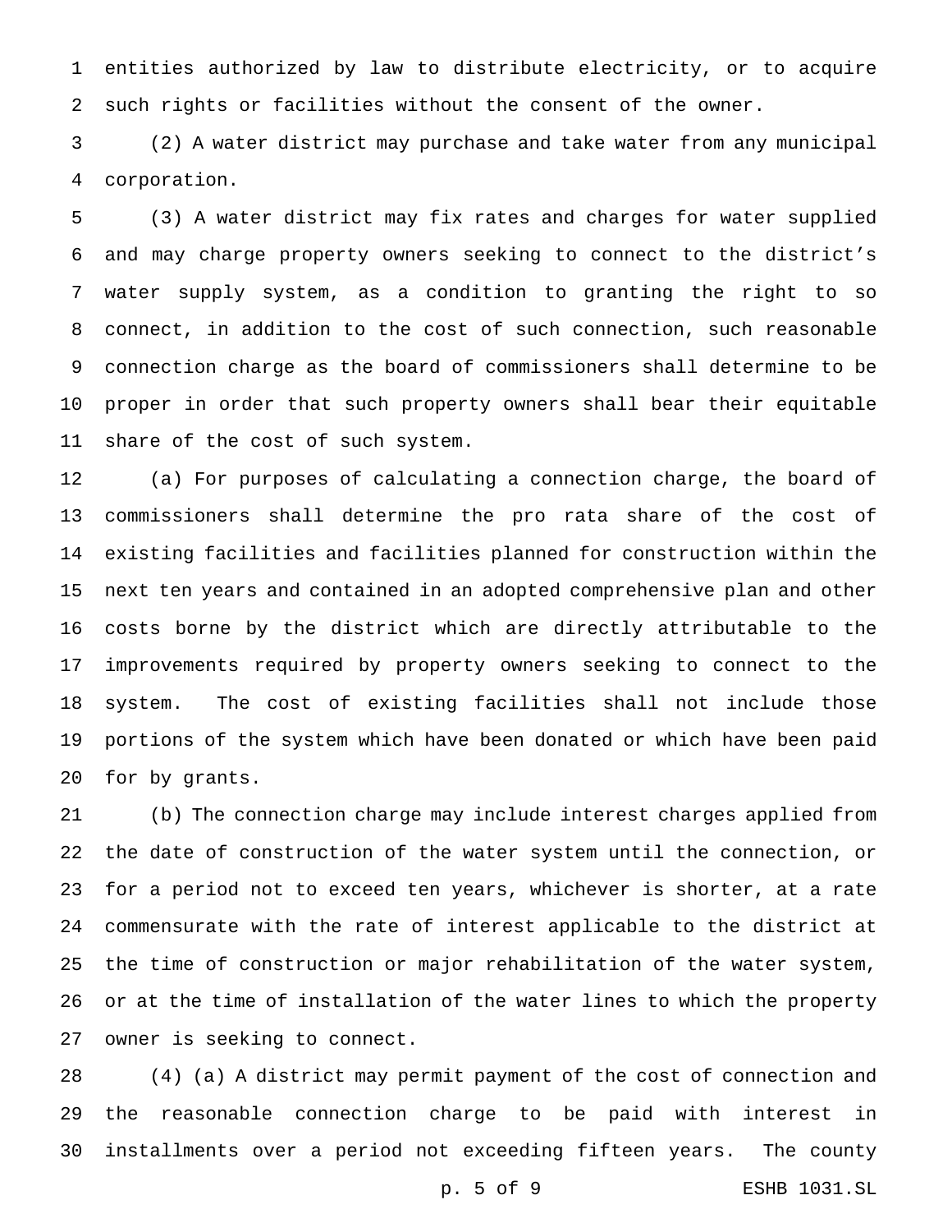entities authorized by law to distribute electricity, or to acquire such rights or facilities without the consent of the owner.

(2) A water district may purchase and take water from any municipal corporation.

(3) A water district may fix rates and charges for water supplied and may charge property owners seeking to connect to the district's water supply system, as a condition to granting the right to so connect, in addition to the cost of such connection, such reasonable connection charge as the board of commissioners shall determine to be proper in order that such property owners shall bear their equitable share of the cost of such system.

(a) For purposes of calculating a connection charge, the board of commissioners shall determine the pro rata share of the cost of existing facilities and facilities planned for construction within the next ten years and contained in an adopted comprehensive plan and other costs borne by the district which are directly attributable to the improvements required by property owners seeking to connect to the system. The cost of existing facilities shall not include those portions of the system which have been donated or which have been paid for by grants.

(b) The connection charge may include interest charges applied from the date of construction of the water system until the connection, or for a period not to exceed ten years, whichever is shorter, at a rate commensurate with the rate of interest applicable to the district at the time of construction or major rehabilitation of the water system, or at the time of installation of the water lines to which the property owner is seeking to connect.

(4) (a) A district may permit payment of the cost of connection and the reasonable connection charge to be paid with interest in installments over a period not exceeding fifteen years. The county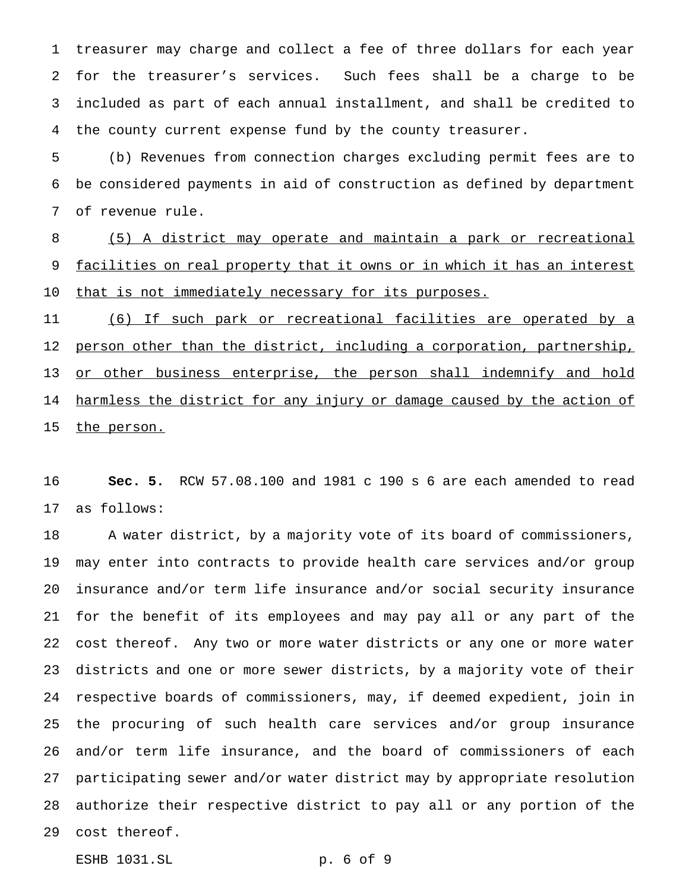treasurer may charge and collect a fee of three dollars for each year for the treasurer's services. Such fees shall be a charge to be included as part of each annual installment, and shall be credited to the county current expense fund by the county treasurer.

(b) Revenues from connection charges excluding permit fees are to be considered payments in aid of construction as defined by department of revenue rule.

(5) A district may operate and maintain a park or recreational facilities on real property that it owns or in which it has an interest that is not immediately necessary for its purposes.

(6) If such park or recreational facilities are operated by a person other than the district, including a corporation, partnership, or other business enterprise, the person shall indemnify and hold harmless the district for any injury or damage caused by the action of the person.

**Sec. 5.** RCW 57.08.100 and 1981 c 190 s 6 are each amended to read as follows:

A water district, by a majority vote of its board of commissioners, may enter into contracts to provide health care services and/or group insurance and/or term life insurance and/or social security insurance for the benefit of its employees and may pay all or any part of the cost thereof. Any two or more water districts or any one or more water districts and one or more sewer districts, by a majority vote of their respective boards of commissioners, may, if deemed expedient, join in the procuring of such health care services and/or group insurance and/or term life insurance, and the board of commissioners of each participating sewer and/or water district may by appropriate resolution authorize their respective district to pay all or any portion of the cost thereof.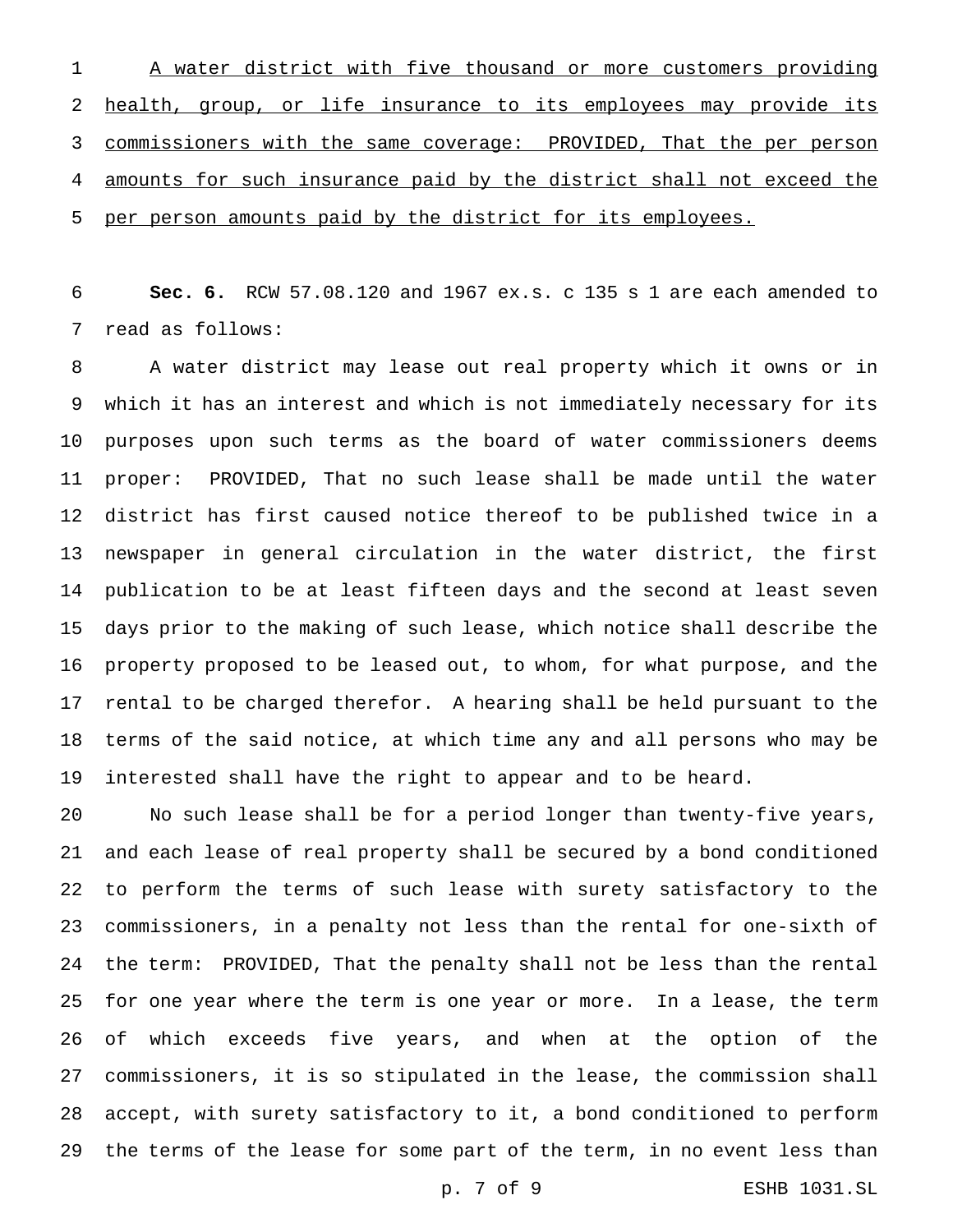A water district with five thousand or more customers providing health, group, or life insurance to its employees may provide its commissioners with the same coverage: PROVIDED, That the per person amounts for such insurance paid by the district shall not exceed the per person amounts paid by the district for its employees.

**Sec. 6.** RCW 57.08.120 and 1967 ex.s. c 135 s 1 are each amended to read as follows:

A water district may lease out real property which it owns or in which it has an interest and which is not immediately necessary for its purposes upon such terms as the board of water commissioners deems proper: PROVIDED, That no such lease shall be made until the water district has first caused notice thereof to be published twice in a newspaper in general circulation in the water district, the first publication to be at least fifteen days and the second at least seven days prior to the making of such lease, which notice shall describe the property proposed to be leased out, to whom, for what purpose, and the rental to be charged therefor. A hearing shall be held pursuant to the terms of the said notice, at which time any and all persons who may be interested shall have the right to appear and to be heard.

No such lease shall be for a period longer than twenty-five years, and each lease of real property shall be secured by a bond conditioned to perform the terms of such lease with surety satisfactory to the commissioners, in a penalty not less than the rental for one-sixth of the term: PROVIDED, That the penalty shall not be less than the rental for one year where the term is one year or more. In a lease, the term of which exceeds five years, and when at the option of the commissioners, it is so stipulated in the lease, the commission shall accept, with surety satisfactory to it, a bond conditioned to perform the terms of the lease for some part of the term, in no event less than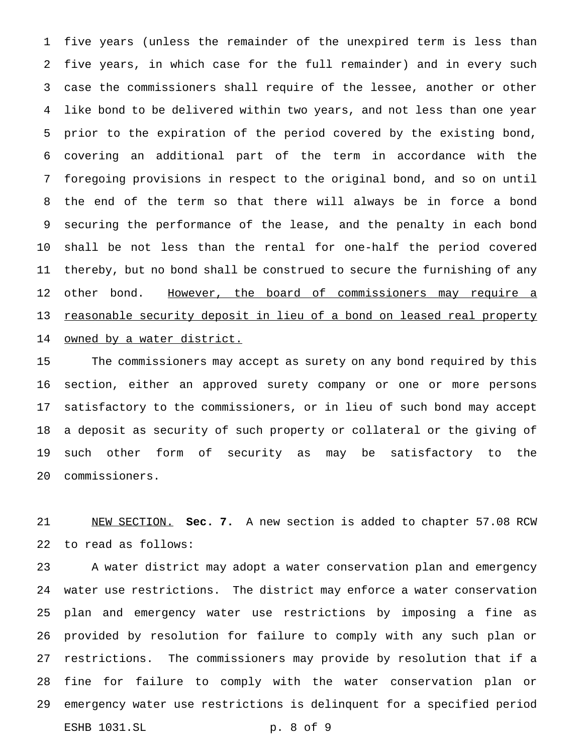five years (unless the remainder of the unexpired term is less than five years, in which case for the full remainder) and in every such case the commissioners shall require of the lessee, another or other like bond to be delivered within two years, and not less than one year prior to the expiration of the period covered by the existing bond, covering an additional part of the term in accordance with the foregoing provisions in respect to the original bond, and so on until the end of the term so that there will always be in force a bond securing the performance of the lease, and the penalty in each bond shall be not less than the rental for one-half the period covered thereby, but no bond shall be construed to secure the furnishing of any other bond. <u>However, the board of commissioners may require a reasonable security deposit in lieu of a bond on leased real property owned by a water district.</u>

The commissioners may accept as surety on any bond required by this section, either an approved surety company or one or more persons satisfactory to the commissioners, or in lieu of such bond may accept a deposit as security of such property or collateral or the giving of such other form of security as may be satisfactory to the commissioners.

<u>NEW SECTION.</u> **Sec. 7.** A new section is added to chapter 57.08 RCW to read as follows:

A water district may adopt a water conservation plan and emergency water use restrictions. The district may enforce a water conservation plan and emergency water use restrictions by imposing a fine as provided by resolution for failure to comply with any such plan or restrictions. The commissioners may provide by resolution that if a fine for failure to comply with the water conservation plan or emergency water use restrictions is delinquent for a specified period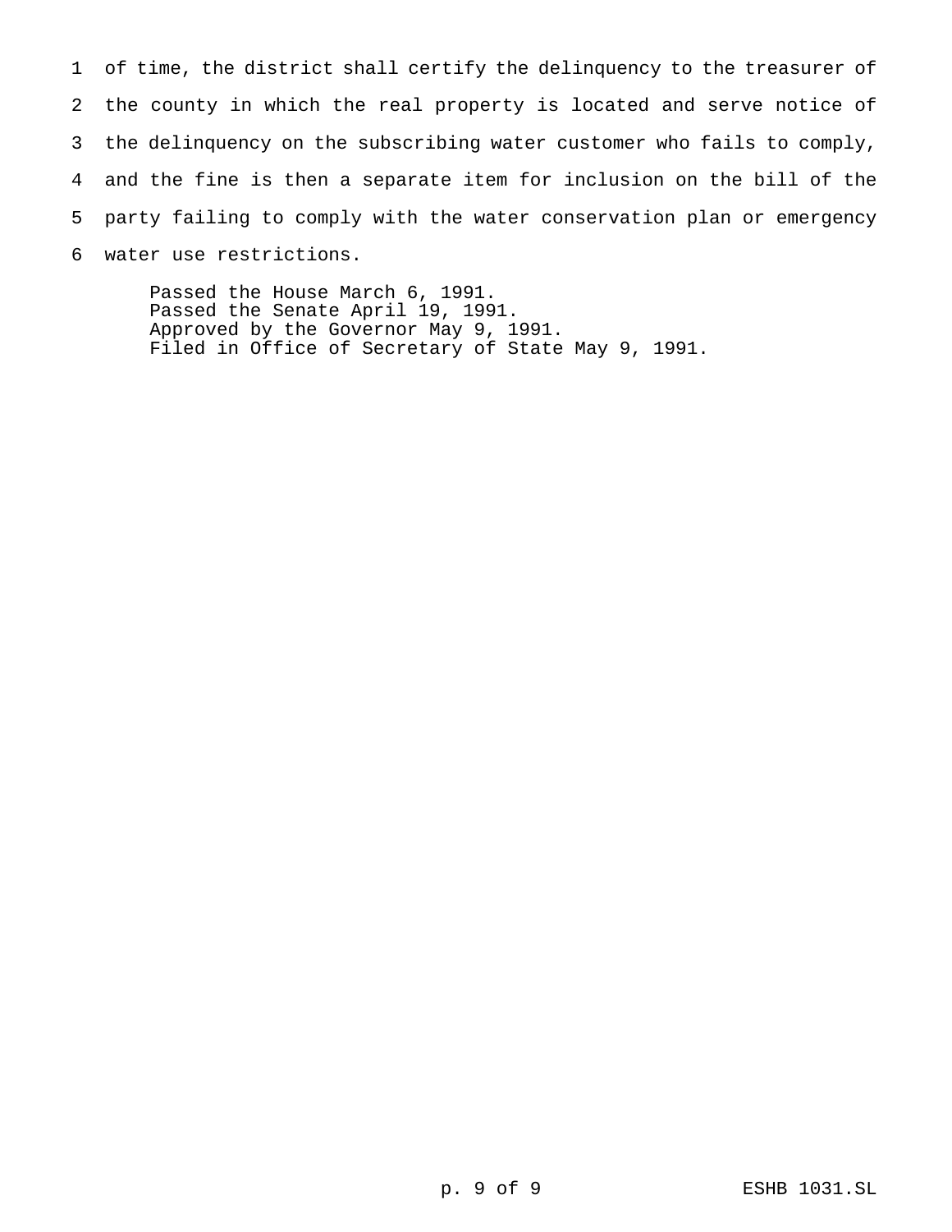of time, the district shall certify the delinquency to the treasurer of the county in which the real property is located and serve notice of the delinquency on the subscribing water customer who fails to comply, and the fine is then a separate item for inclusion on the bill of the party failing to comply with the water conservation plan or emergency water use restrictions.

Passed the House March 6, 1991.
Passed the Senate April 19, 1991.
Approved by the Governor May 9, 1991.
Filed in Office of Secretary of State May 9, 1991.